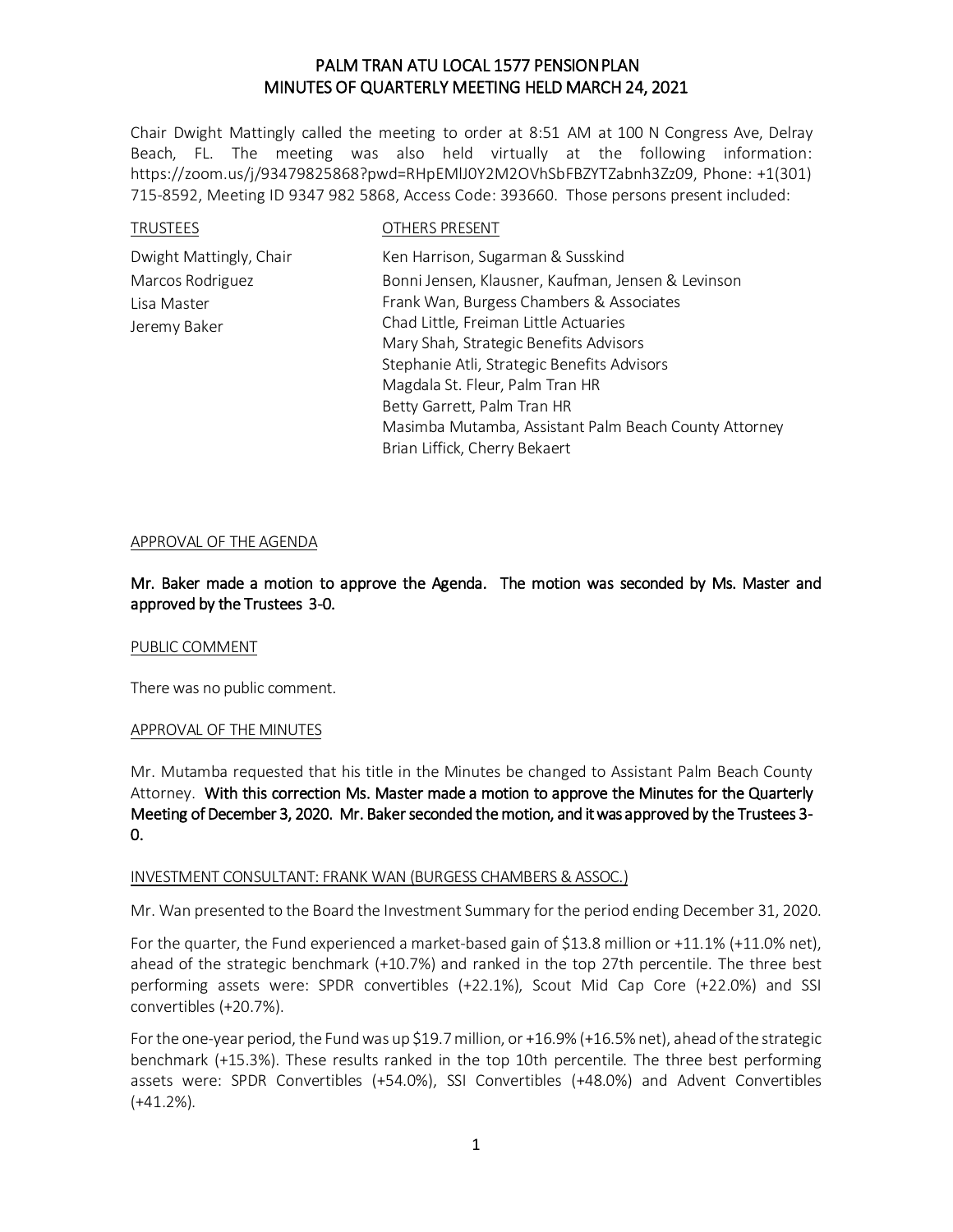# PALM TRAN ATU LOCAL 1577 PENSION PLAN
# MINUTES OF QUARTERLY MEETING HELD MARCH 24, 2021

Chair Dwight Mattingly called the meeting to order at 8:51 AM at 100 N Congress Ave, Delray Beach, FL. The meeting was also held virtually at the following information: https://zoom.us/j/93479825868?pwd=RHpEMlJ0Y2M2OVhSbFBZYTZabnh3Zz09, Phone: +1(301) 715-8592, Meeting ID 9347 982 5868, Access Code: 393660. Those persons present included:

| TRUSTEES | OTHERS PRESENT |
|---|---|
| Dwight Mattingly, Chair | Ken Harrison, Sugarman & Susskind |
| Marcos Rodriguez | Bonni Jensen, Klausner, Kaufman, Jensen & Levinson |
| Lisa Master | Frank Wan, Burgess Chambers & Associates |
| Jeremy Baker | Chad Little, Freiman Little Actuaries |
| | Mary Shah, Strategic Benefits Advisors |
| | Stephanie Atli, Strategic Benefits Advisors |
| | Magdala St. Fleur, Palm Tran HR |
| | Betty Garrett, Palm Tran HR |
| | Masimba Mutamba, Assistant Palm Beach County Attorney |
| | Brian Liffick, Cherry Bekaert |

## APPROVAL OF THE AGENDA

**Mr. Baker made a motion to approve the Agenda. The motion was seconded by Ms. Master and approved by the Trustees 3-0.**

## PUBLIC COMMENT

There was no public comment.

## APPROVAL OF THE MINUTES

Mr. Mutamba requested that his title in the Minutes be changed to Assistant Palm Beach County Attorney. **With this correction Ms. Master made a motion to approve the Minutes for the Quarterly Meeting of December 3, 2020. Mr. Baker seconded the motion, and it was approved by the Trustees 3-0.**

## INVESTMENT CONSULTANT: FRANK WAN (BURGESS CHAMBERS & ASSOC.)

Mr. Wan presented to the Board the Investment Summary for the period ending December 31, 2020.

For the quarter, the Fund experienced a market-based gain of $13.8 million or +11.1% (+11.0% net), ahead of the strategic benchmark (+10.7%) and ranked in the top 27th percentile. The three best performing assets were: SPDR convertibles (+22.1%), Scout Mid Cap Core (+22.0%) and SSI convertibles (+20.7%).

For the one-year period, the Fund was up $19.7 million, or +16.9% (+16.5% net), ahead of the strategic benchmark (+15.3%). These results ranked in the top 10th percentile. The three best performing assets were: SPDR Convertibles (+54.0%), SSI Convertibles (+48.0%) and Advent Convertibles (+41.2%).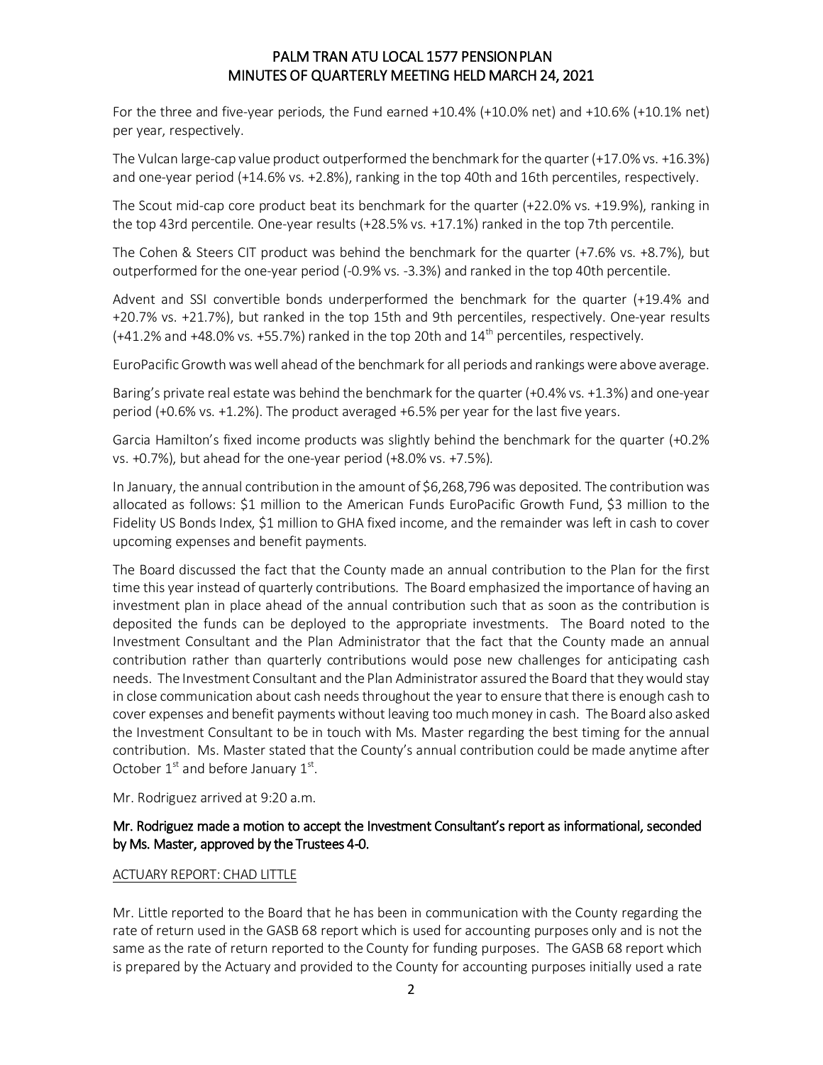For the three and five-year periods, the Fund earned +10.4% (+10.0% net) and +10.6% (+10.1% net) per year, respectively.

The Vulcan large-cap value product outperformed the benchmark for the quarter (+17.0% vs. +16.3%) and one-year period (+14.6% vs. +2.8%), ranking in the top 40th and 16th percentiles, respectively.

The Scout mid-cap core product beat its benchmark for the quarter (+22.0% vs. +19.9%), ranking in the top 43rd percentile. One-year results (+28.5% vs. +17.1%) ranked in the top 7th percentile.

The Cohen & Steers CIT product was behind the benchmark for the quarter (+7.6% vs. +8.7%), but outperformed for the one-year period (-0.9% vs. -3.3%) and ranked in the top 40th percentile.

Advent and SSI convertible bonds underperformed the benchmark for the quarter (+19.4% and +20.7% vs. +21.7%), but ranked in the top 15th and 9th percentiles, respectively. One-year results (+41.2% and +48.0% vs. +55.7%) ranked in the top 20th and 14th percentiles, respectively.

EuroPacific Growth was well ahead of the benchmark for all periods and rankings were above average.

Baring's private real estate was behind the benchmark for the quarter (+0.4% vs. +1.3%) and one-year period (+0.6% vs. +1.2%). The product averaged +6.5% per year for the last five years.

Garcia Hamilton's fixed income products was slightly behind the benchmark for the quarter (+0.2% vs. +0.7%), but ahead for the one-year period (+8.0% vs. +7.5%).

In January, the annual contribution in the amount of $6,268,796 was deposited. The contribution was allocated as follows: $1 million to the American Funds EuroPacific Growth Fund, $3 million to the Fidelity US Bonds Index, $1 million to GHA fixed income, and the remainder was left in cash to cover upcoming expenses and benefit payments.

The Board discussed the fact that the County made an annual contribution to the Plan for the first time this year instead of quarterly contributions. The Board emphasized the importance of having an investment plan in place ahead of the annual contribution such that as soon as the contribution is deposited the funds can be deployed to the appropriate investments. The Board noted to the Investment Consultant and the Plan Administrator that the fact that the County made an annual contribution rather than quarterly contributions would pose new challenges for anticipating cash needs. The Investment Consultant and the Plan Administrator assured the Board that they would stay in close communication about cash needs throughout the year to ensure that there is enough cash to cover expenses and benefit payments without leaving too much money in cash. The Board also asked the Investment Consultant to be in touch with Ms. Master regarding the best timing for the annual contribution. Ms. Master stated that the County's annual contribution could be made anytime after October 1st and before January 1st.

Mr. Rodriguez arrived at 9:20 a.m.

**Mr. Rodriguez made a motion to accept the Investment Consultant's report as informational, seconded by Ms. Master, approved by the Trustees 4-0.**

ACTUARY REPORT: CHAD LITTLE

Mr. Little reported to the Board that he has been in communication with the County regarding the rate of return used in the GASB 68 report which is used for accounting purposes only and is not the same as the rate of return reported to the County for funding purposes. The GASB 68 report which is prepared by the Actuary and provided to the County for accounting purposes initially used a rate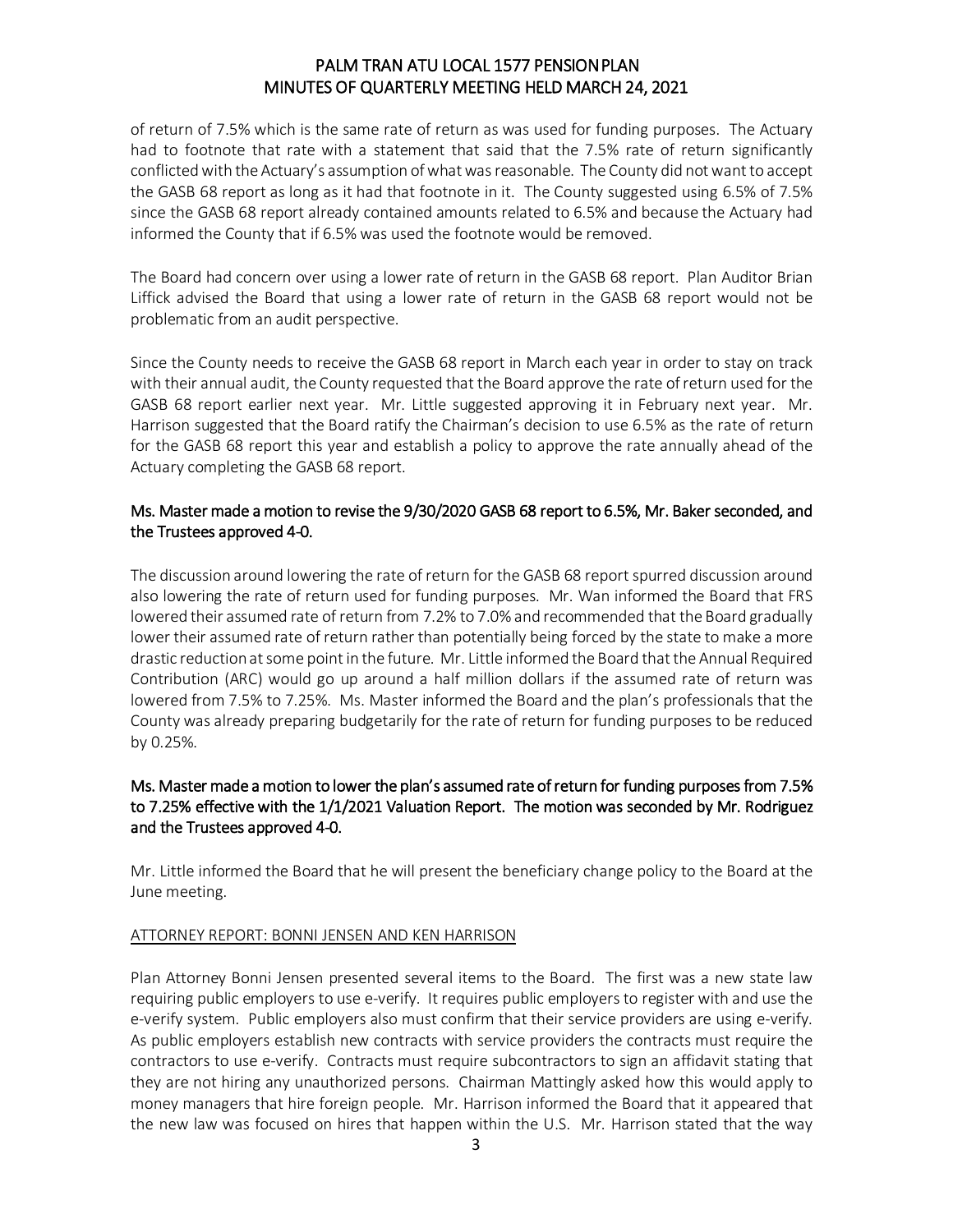of return of 7.5% which is the same rate of return as was used for funding purposes. The Actuary had to footnote that rate with a statement that said that the 7.5% rate of return significantly conflicted with the Actuary's assumption of what was reasonable. The County did not want to accept the GASB 68 report as long as it had that footnote in it. The County suggested using 6.5% of 7.5% since the GASB 68 report already contained amounts related to 6.5% and because the Actuary had informed the County that if 6.5% was used the footnote would be removed.

The Board had concern over using a lower rate of return in the GASB 68 report. Plan Auditor Brian Liffick advised the Board that using a lower rate of return in the GASB 68 report would not be problematic from an audit perspective.

Since the County needs to receive the GASB 68 report in March each year in order to stay on track with their annual audit, the County requested that the Board approve the rate of return used for the GASB 68 report earlier next year. Mr. Little suggested approving it in February next year. Mr. Harrison suggested that the Board ratify the Chairman's decision to use 6.5% as the rate of return for the GASB 68 report this year and establish a policy to approve the rate annually ahead of the Actuary completing the GASB 68 report.

Ms. Master made a motion to revise the 9/30/2020 GASB 68 report to 6.5%, Mr. Baker seconded, and the Trustees approved 4-0.

The discussion around lowering the rate of return for the GASB 68 report spurred discussion around also lowering the rate of return used for funding purposes. Mr. Wan informed the Board that FRS lowered their assumed rate of return from 7.2% to 7.0% and recommended that the Board gradually lower their assumed rate of return rather than potentially being forced by the state to make a more drastic reduction at some point in the future. Mr. Little informed the Board that the Annual Required Contribution (ARC) would go up around a half million dollars if the assumed rate of return was lowered from 7.5% to 7.25%. Ms. Master informed the Board and the plan's professionals that the County was already preparing budgetarily for the rate of return for funding purposes to be reduced by 0.25%.

Ms. Master made a motion to lower the plan's assumed rate of return for funding purposes from 7.5% to 7.25% effective with the 1/1/2021 Valuation Report. The motion was seconded by Mr. Rodriguez and the Trustees approved 4-0.

Mr. Little informed the Board that he will present the beneficiary change policy to the Board at the June meeting.

ATTORNEY REPORT: BONNI JENSEN AND KEN HARRISON

Plan Attorney Bonni Jensen presented several items to the Board. The first was a new state law requiring public employers to use e-verify. It requires public employers to register with and use the e-verify system. Public employers also must confirm that their service providers are using e-verify. As public employers establish new contracts with service providers the contracts must require the contractors to use e-verify. Contracts must require subcontractors to sign an affidavit stating that they are not hiring any unauthorized persons. Chairman Mattingly asked how this would apply to money managers that hire foreign people. Mr. Harrison informed the Board that it appeared that the new law was focused on hires that happen within the U.S. Mr. Harrison stated that the way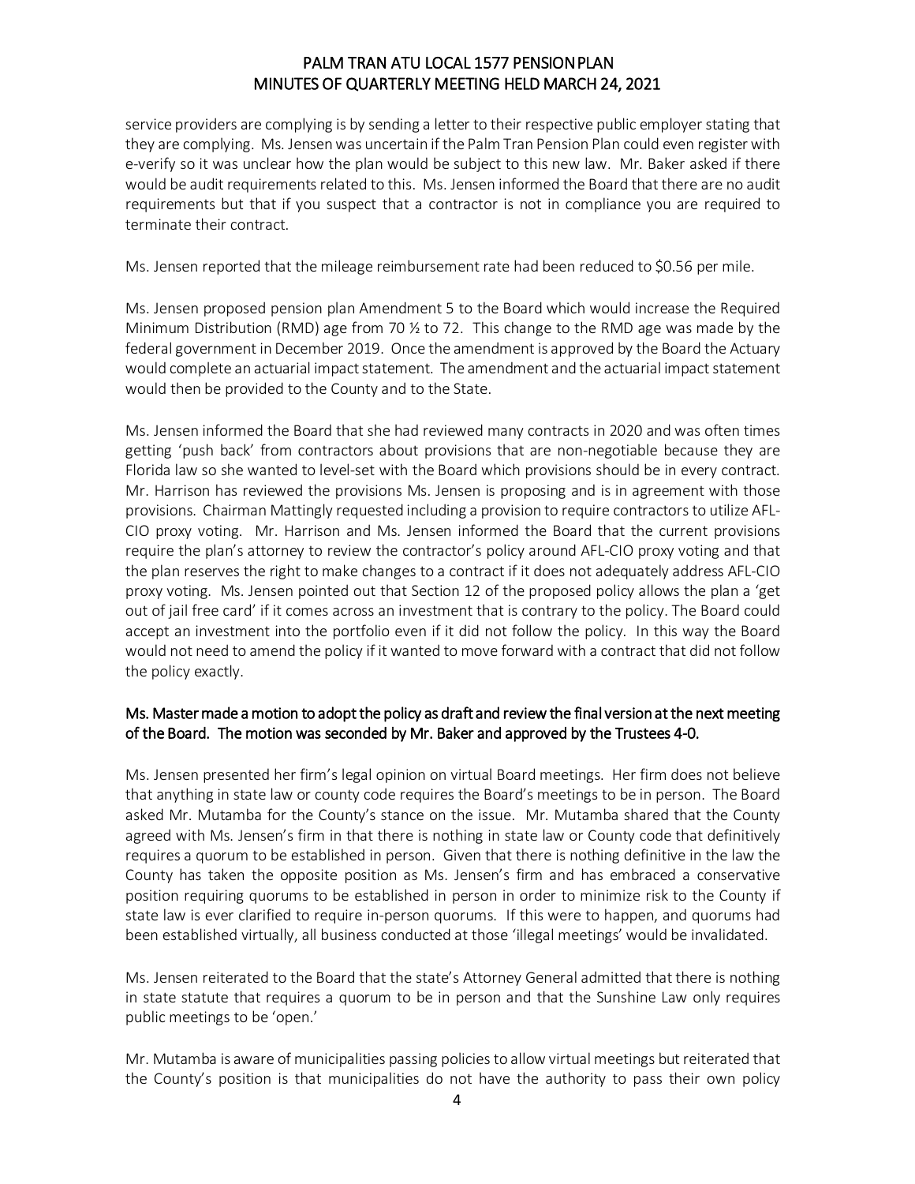service providers are complying is by sending a letter to their respective public employer stating that they are complying. Ms. Jensen was uncertain if the Palm Tran Pension Plan could even register with e-verify so it was unclear how the plan would be subject to this new law. Mr. Baker asked if there would be audit requirements related to this. Ms. Jensen informed the Board that there are no audit requirements but that if you suspect that a contractor is not in compliance you are required to terminate their contract.

Ms. Jensen reported that the mileage reimbursement rate had been reduced to $0.56 per mile.

Ms. Jensen proposed pension plan Amendment 5 to the Board which would increase the Required Minimum Distribution (RMD) age from 70 ½ to 72. This change to the RMD age was made by the federal government in December 2019. Once the amendment is approved by the Board the Actuary would complete an actuarial impact statement. The amendment and the actuarial impact statement would then be provided to the County and to the State.

Ms. Jensen informed the Board that she had reviewed many contracts in 2020 and was often times getting 'push back' from contractors about provisions that are non-negotiable because they are Florida law so she wanted to level-set with the Board which provisions should be in every contract. Mr. Harrison has reviewed the provisions Ms. Jensen is proposing and is in agreement with those provisions. Chairman Mattingly requested including a provision to require contractors to utilize AFL-CIO proxy voting. Mr. Harrison and Ms. Jensen informed the Board that the current provisions require the plan's attorney to review the contractor's policy around AFL-CIO proxy voting and that the plan reserves the right to make changes to a contract if it does not adequately address AFL-CIO proxy voting. Ms. Jensen pointed out that Section 12 of the proposed policy allows the plan a 'get out of jail free card' if it comes across an investment that is contrary to the policy. The Board could accept an investment into the portfolio even if it did not follow the policy. In this way the Board would not need to amend the policy if it wanted to move forward with a contract that did not follow the policy exactly.

<u>Ms. Master made a motion to adopt the policy as draft and review the final version at the next meeting of the Board. The motion was seconded by Mr. Baker and approved by the Trustees 4-0.</u>

Ms. Jensen presented her firm's legal opinion on virtual Board meetings. Her firm does not believe that anything in state law or county code requires the Board's meetings to be in person. The Board asked Mr. Mutamba for the County's stance on the issue. Mr. Mutamba shared that the County agreed with Ms. Jensen's firm in that there is nothing in state law or County code that definitively requires a quorum to be established in person. Given that there is nothing definitive in the law the County has taken the opposite position as Ms. Jensen's firm and has embraced a conservative position requiring quorums to be established in person in order to minimize risk to the County if state law is ever clarified to require in-person quorums. If this were to happen, and quorums had been established virtually, all business conducted at those 'illegal meetings' would be invalidated.

Ms. Jensen reiterated to the Board that the state's Attorney General admitted that there is nothing in state statute that requires a quorum to be in person and that the Sunshine Law only requires public meetings to be 'open.'

Mr. Mutamba is aware of municipalities passing policies to allow virtual meetings but reiterated that the County's position is that municipalities do not have the authority to pass their own policy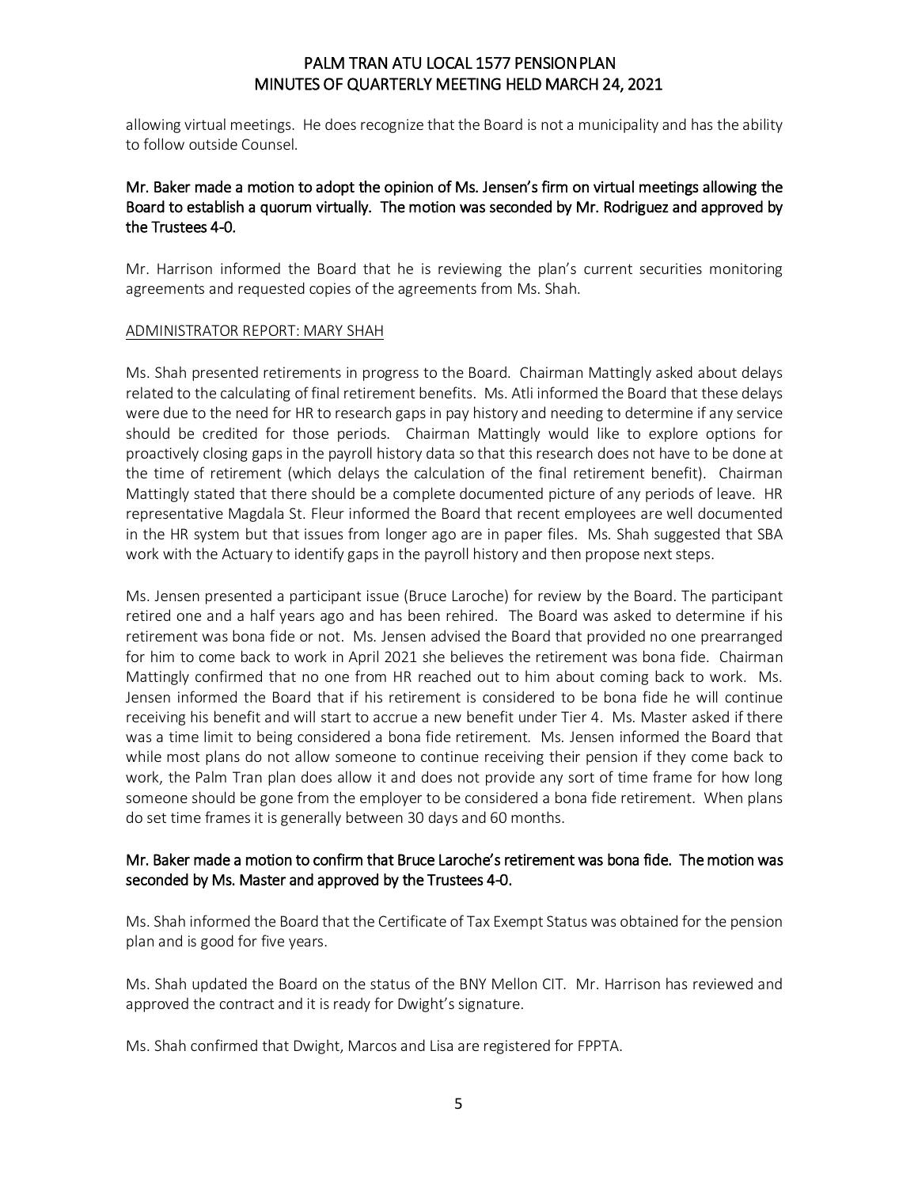allowing virtual meetings. He does recognize that the Board is not a municipality and has the ability to follow outside Counsel.

**Mr. Baker made a motion to adopt the opinion of Ms. Jensen's firm on virtual meetings allowing the Board to establish a quorum virtually. The motion was seconded by Mr. Rodriguez and approved by the Trustees 4-0.**

Mr. Harrison informed the Board that he is reviewing the plan's current securities monitoring agreements and requested copies of the agreements from Ms. Shah.

ADMINISTRATOR REPORT: MARY SHAH

Ms. Shah presented retirements in progress to the Board. Chairman Mattingly asked about delays related to the calculating of final retirement benefits. Ms. Atli informed the Board that these delays were due to the need for HR to research gaps in pay history and needing to determine if any service should be credited for those periods. Chairman Mattingly would like to explore options for proactively closing gaps in the payroll history data so that this research does not have to be done at the time of retirement (which delays the calculation of the final retirement benefit). Chairman Mattingly stated that there should be a complete documented picture of any periods of leave. HR representative Magdala St. Fleur informed the Board that recent employees are well documented in the HR system but that issues from longer ago are in paper files. Ms. Shah suggested that SBA work with the Actuary to identify gaps in the payroll history and then propose next steps.

Ms. Jensen presented a participant issue (Bruce Laroche) for review by the Board. The participant retired one and a half years ago and has been rehired. The Board was asked to determine if his retirement was bona fide or not. Ms. Jensen advised the Board that provided no one prearranged for him to come back to work in April 2021 she believes the retirement was bona fide. Chairman Mattingly confirmed that no one from HR reached out to him about coming back to work. Ms. Jensen informed the Board that if his retirement is considered to be bona fide he will continue receiving his benefit and will start to accrue a new benefit under Tier 4. Ms. Master asked if there was a time limit to being considered a bona fide retirement. Ms. Jensen informed the Board that while most plans do not allow someone to continue receiving their pension if they come back to work, the Palm Tran plan does allow it and does not provide any sort of time frame for how long someone should be gone from the employer to be considered a bona fide retirement. When plans do set time frames it is generally between 30 days and 60 months.

**Mr. Baker made a motion to confirm that Bruce Laroche's retirement was bona fide. The motion was seconded by Ms. Master and approved by the Trustees 4-0.**

Ms. Shah informed the Board that the Certificate of Tax Exempt Status was obtained for the pension plan and is good for five years.

Ms. Shah updated the Board on the status of the BNY Mellon CIT. Mr. Harrison has reviewed and approved the contract and it is ready for Dwight's signature.

Ms. Shah confirmed that Dwight, Marcos and Lisa are registered for FPPTA.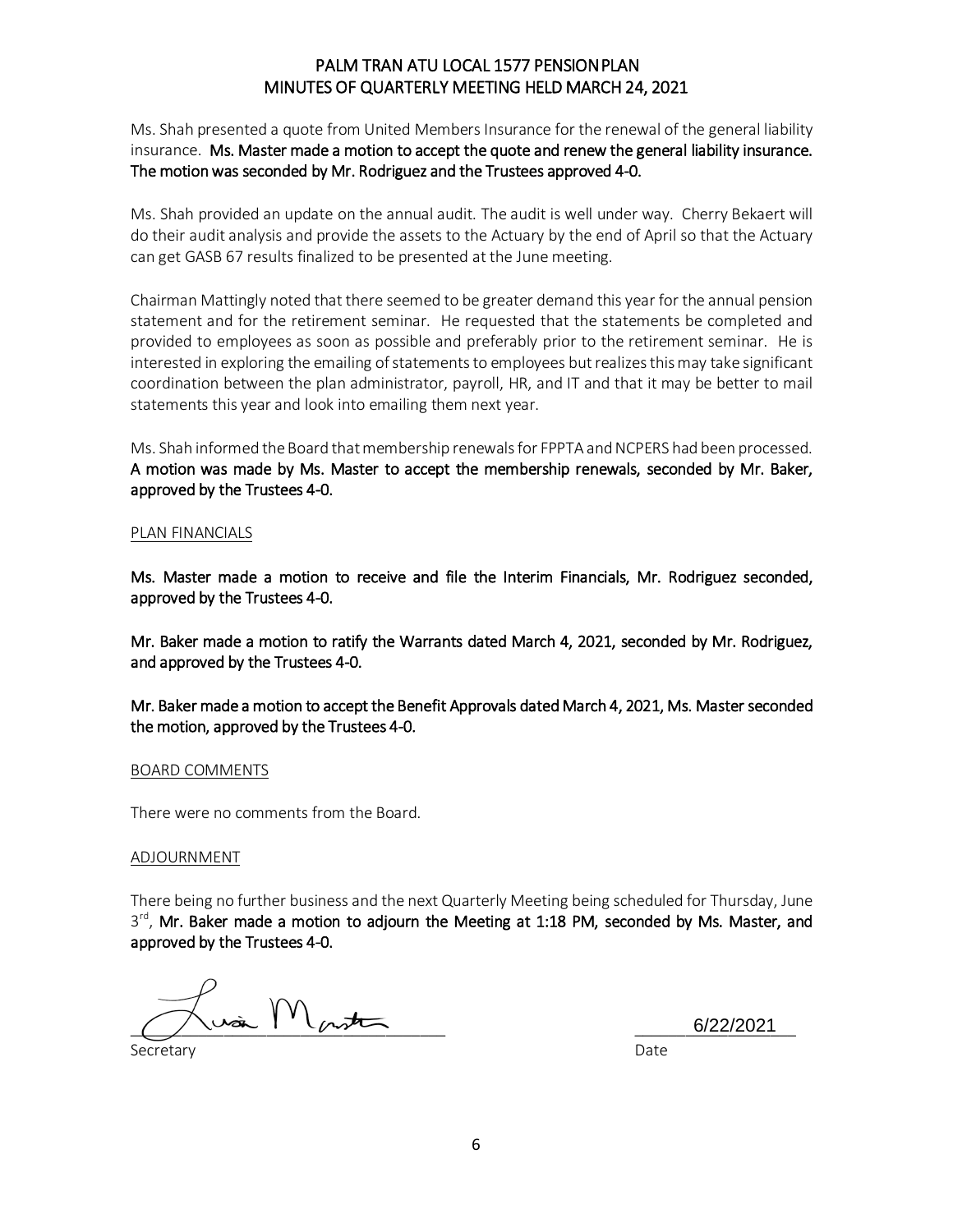Ms. Shah presented a quote from United Members Insurance for the renewal of the general liability insurance. **Ms. Master made a motion to accept the quote and renew the general liability insurance. The motion was seconded by Mr. Rodriguez and the Trustees approved 4-0.**

Ms. Shah provided an update on the annual audit. The audit is well under way. Cherry Bekaert will do their audit analysis and provide the assets to the Actuary by the end of April so that the Actuary can get GASB 67 results finalized to be presented at the June meeting.

Chairman Mattingly noted that there seemed to be greater demand this year for the annual pension statement and for the retirement seminar. He requested that the statements be completed and provided to employees as soon as possible and preferably prior to the retirement seminar. He is interested in exploring the emailing of statements to employees but realizes this may take significant coordination between the plan administrator, payroll, HR, and IT and that it may be better to mail statements this year and look into emailing them next year.

Ms. Shah informed the Board that membership renewals for FPPTA and NCPERS had been processed. **A motion was made by Ms. Master to accept the membership renewals, seconded by Mr. Baker, approved by the Trustees 4-0.**

PLAN FINANCIALS

**Ms. Master made a motion to receive and file the Interim Financials, Mr. Rodriguez seconded, approved by the Trustees 4-0.**

**Mr. Baker made a motion to ratify the Warrants dated March 4, 2021, seconded by Mr. Rodriguez, and approved by the Trustees 4-0.**

**Mr. Baker made a motion to accept the Benefit Approvals dated March 4, 2021, Ms. Master seconded the motion, approved by the Trustees 4-0.**

BOARD COMMENTS

There were no comments from the Board.

ADJOURNMENT

There being no further business and the next Quarterly Meeting being scheduled for Thursday, June 3rd, **Mr. Baker made a motion to adjourn the Meeting at 1:18 PM, seconded by Ms. Master, and approved by the Trustees 4-0.**

\_\_\_\_\_\_\_\_\_\_\_\_\_\_\_\_\_\_\_\_\_\_\_\_\_\_\_\_ &nbsp;&nbsp;&nbsp;&nbsp; 6/22/2021

Secretary &nbsp;&nbsp;&nbsp;&nbsp; Date